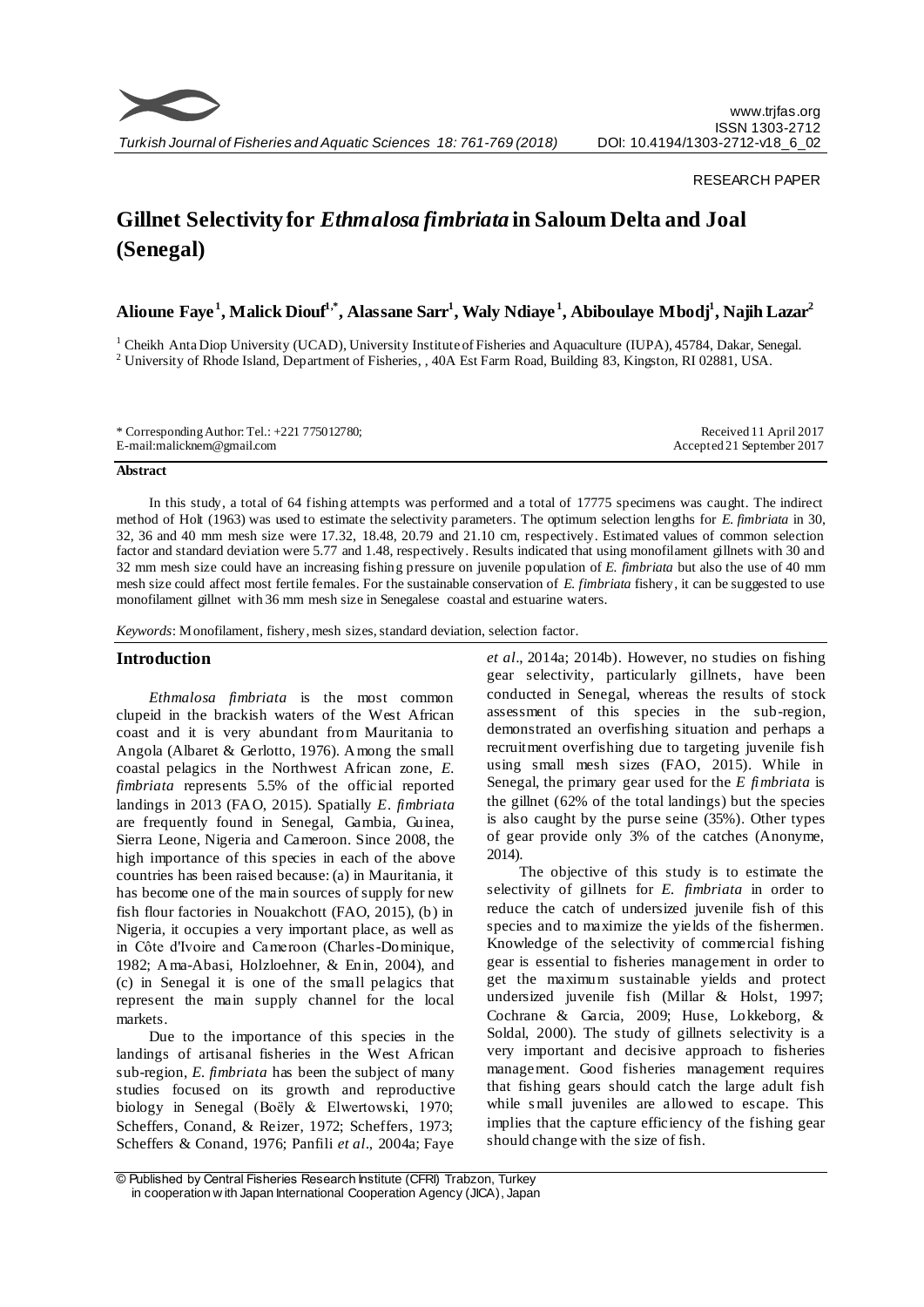RESEARCH PAPER

# Gillnet Selectivity for *Ethmalosa fimbriata* in Saloum Delta and Joal (Senegal)

**Alioune Faye[1], Malick Diouf[1,*], Alassane Sarr[1], Waly Ndiaye[1], Abiboulaye Mbodj[1], Najih Lazar[2]**

[1] Cheikh Anta Diop University (UCAD), University Institute of Fisheries and Aquaculture (IUPA), 45784, Dakar, Senegal.
[2] University of Rhode Island, Department of Fisheries, , 40A Est Farm Road, Building 83, Kingston, RI 02881, USA.

\* Corresponding Author: Tel.: +221 775012780;
E-mail:malicknem@gmail.com

Received 11 April 2017
Accepted 21 September 2017

**Abstract**

In this study, a total of 64 fishing attempts was performed and a total of 17775 specimens was caught. The indirect method of Holt (1963) was used to estimate the selectivity parameters. The optimum selection lengths for *E. fimbriata* in 30, 32, 36 and 40 mm mesh size were 17.32, 18.48, 20.79 and 21.10 cm, respectively. Estimated values of common selection factor and standard deviation were 5.77 and 1.48, respectively. Results indicated that using monofilament gillnets with 30 and 32 mm mesh size could have an increasing fishing pressure on juvenile population of *E. fimbriata* but also the use of 40 mm mesh size could affect most fertile females. For the sustainable conservation of *E. fimbriata* fishery, it can be suggested to use monofilament gillnet with 36 mm mesh size in Senegalese coastal and estuarine waters.

*Keywords*: Monofilament, fishery, mesh sizes, standard deviation, selection factor.

## Introduction

*Ethmalosa fimbriata* is the most common clupeid in the brackish waters of the West African coast and it is very abundant from Mauritania to Angola (Albaret & Gerlotto, 1976). Among the small coastal pelagics in the Northwest African zone, *E. fimbriata* represents 5.5% of the official reported landings in 2013 (FAO, 2015). Spatially *E. fimbriata* are frequently found in Senegal, Gambia, Guinea, Sierra Leone, Nigeria and Cameroon. Since 2008, the high importance of this species in each of the above countries has been raised because: (a) in Mauritania, it has become one of the main sources of supply for new fish flour factories in Nouakchott (FAO, 2015), (b) in Nigeria, it occupies a very important place, as well as in Côte d'Ivoire and Cameroon (Charles-Dominique, 1982; Ama-Abasi, Holzloehner, & Enin, 2004), and (c) in Senegal it is one of the small pelagics that represent the main supply channel for the local markets.

Due to the importance of this species in the landings of artisanal fisheries in the West African sub-region, *E. fimbriata* has been the subject of many studies focused on its growth and reproductive biology in Senegal (Boëly & Elwertowski, 1970; Scheffers, Conand, & Reizer, 1972; Scheffers, 1973; Scheffers & Conand, 1976; Panfili *et al*., 2004a; Faye *et al*., 2014a; 2014b). However, no studies on fishing gear selectivity, particularly gillnets, have been conducted in Senegal, whereas the results of stock assessment of this species in the sub-region, demonstrated an overfishing situation and perhaps a recruitment overfishing due to targeting juvenile fish using small mesh sizes (FAO, 2015). While in Senegal, the primary gear used for the *E fimbriata* is the gillnet (62% of the total landings) but the species is also caught by the purse seine (35%). Other types of gear provide only 3% of the catches (Anonyme, 2014).

The objective of this study is to estimate the selectivity of gillnets for *E. fimbriata* in order to reduce the catch of undersized juvenile fish of this species and to maximize the yields of the fishermen. Knowledge of the selectivity of commercial fishing gear is essential to fisheries management in order to get the maximum sustainable yields and protect undersized juvenile fish (Millar & Holst, 1997; Cochrane & Garcia, 2009; Huse, Lokkeborg, & Soldal, 2000). The study of gillnets selectivity is a very important and decisive approach to fisheries management. Good fisheries management requires that fishing gears should catch the large adult fish while small juveniles are allowed to escape. This implies that the capture efficiency of the fishing gear should change with the size of fish.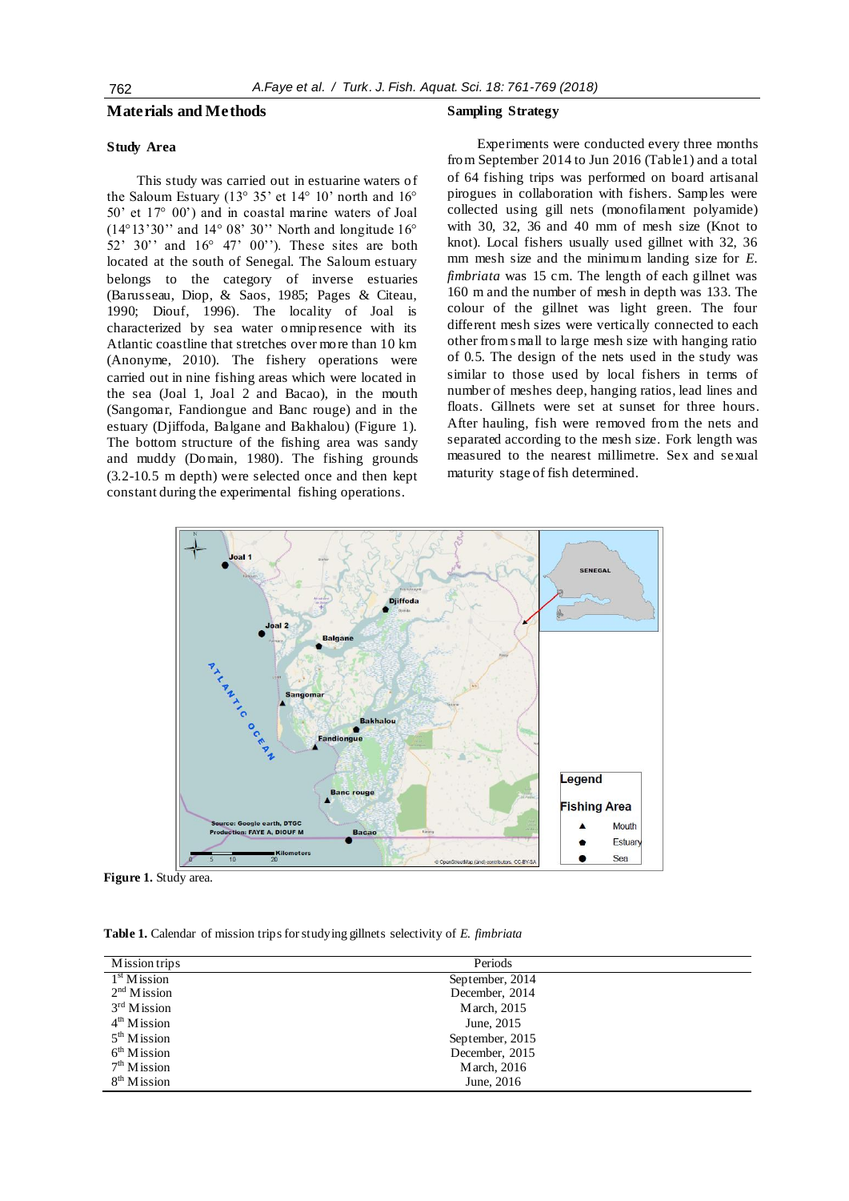## Materials and Methods

### Study Area

This study was carried out in estuarine waters of the Saloum Estuary (13° 35' et 14° 10' north and 16° 50' et 17° 00') and in coastal marine waters of Joal (14°13'30'' and 14° 08' 30'' North and longitude 16° 52' 30'' and 16° 47' 00''). These sites are both located at the south of Senegal. The Saloum estuary belongs to the category of inverse estuaries (Barusseau, Diop, & Saos, 1985; Pages & Citeau, 1990; Diouf, 1996). The locality of Joal is characterized by sea water omnipresence with its Atlantic coastline that stretches over more than 10 km (Anonyme, 2010). The fishery operations were carried out in nine fishing areas which were located in the sea (Joal 1, Joal 2 and Bacao), in the mouth (Sangomar, Fandiongue and Banc rouge) and in the estuary (Djiffoda, Balgane and Bakhalou) (Figure 1). The bottom structure of the fishing area was sandy and muddy (Domain, 1980). The fishing grounds (3.2-10.5 m depth) were selected once and then kept constant during the experimental fishing operations.

### Sampling Strategy

Experiments were conducted every three months from September 2014 to Jun 2016 (Table1) and a total of 64 fishing trips was performed on board artisanal pirogues in collaboration with fishers. Samples were collected using gill nets (monofilament polyamide) with 30, 32, 36 and 40 mm of mesh size (Knot to knot). Local fishers usually used gillnet with 32, 36 mm mesh size and the minimum landing size for *E. fimbriata* was 15 cm. The length of each gillnet was 160 m and the number of mesh in depth was 133. The colour of the gillnet was light green. The four different mesh sizes were vertically connected to each other from small to large mesh size with hanging ratio of 0.5. The design of the nets used in the study was similar to those used by local fishers in terms of number of meshes deep, hanging ratios, lead lines and floats. Gillnets were set at sunset for three hours. After hauling, fish were removed from the nets and separated according to the mesh size. Fork length was measured to the nearest millimetre. Sex and sexual maturity stage of fish determined.

**Figure 1.** Study area.

**Table 1.** Calendar of mission trips for studying gillnets selectivity of *E. fimbriata*

| Mission trips | Periods |
|---|---|
| 1st Mission | September, 2014 |
| 2nd Mission | December, 2014 |
| 3rd Mission | March, 2015 |
| 4th Mission | June, 2015 |
| 5th Mission | September, 2015 |
| 6th Mission | December, 2015 |
| 7th Mission | March, 2016 |
| 8th Mission | June, 2016 |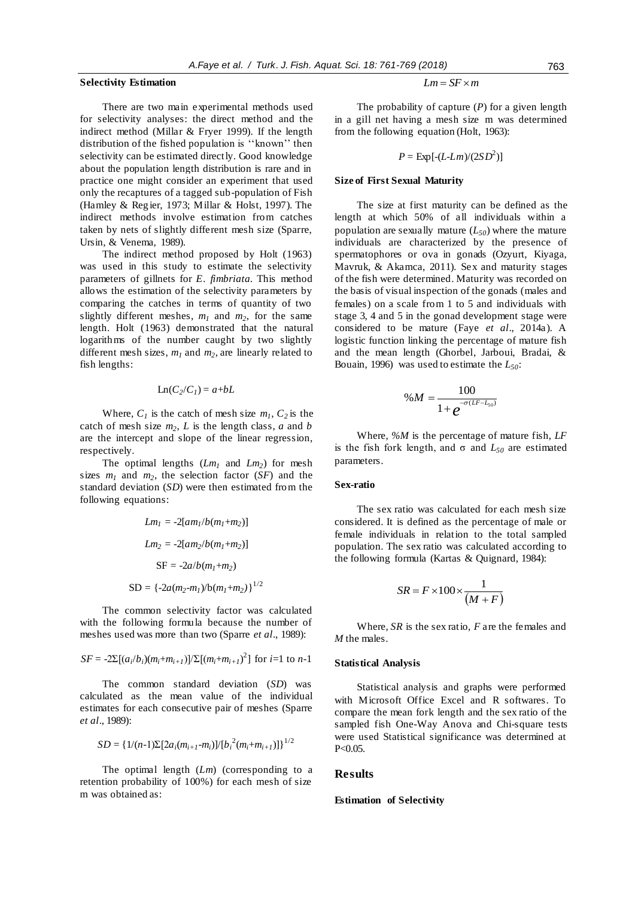### Selectivity Estimation

There are two main experimental methods used for selectivity analyses: the direct method and the indirect method (Millar & Fryer 1999). If the length distribution of the fished population is ''known'' then selectivity can be estimated directly. Good knowledge about the population length distribution is rare and in practice one might consider an experiment that used only the recaptures of a tagged sub-population of Fish (Hamley & Regier, 1973; Millar & Holst, 1997). The indirect methods involve estimation from catches taken by nets of slightly different mesh size (Sparre, Ursin, & Venema, 1989).

The indirect method proposed by Holt (1963) was used in this study to estimate the selectivity parameters of gillnets for *E. fimbriata*. This method allows the estimation of the selectivity parameters by comparing the catches in terms of quantity of two slightly different meshes, $m_1$ and $m_2$, for the same length. Holt (1963) demonstrated that the natural logarithms of the number caught by two slightly different mesh sizes, $m_1$ and $m_2$, are linearly related to fish lengths:

$$\mathrm{Ln}(C_2/C_1) = a + bL$$

Where, $C_1$ is the catch of mesh size $m_1$, $C_2$ is the catch of mesh size $m_2$, $L$ is the length class, $a$ and $b$ are the intercept and slope of the linear regression, respectively.

The optimal lengths ($Lm_1$ and $Lm_2$) for mesh sizes $m_1$ and $m_2$, the selection factor ($SF$) and the standard deviation ($SD$) were then estimated from the following equations:

$$Lm_1 = -2[am_1/b(m_1+m_2)]$$

$$Lm_2 = -2[am_2/b(m_1+m_2)]$$

$$\mathrm{SF} = -2a/b(m_1+m_2)$$

$$\mathrm{SD} = \{-2a(m_2-m_1)/b(m_1+m_2)\}^{1/2}$$

The common selectivity factor was calculated with the following formula because the number of meshes used was more than two (Sparre *et al*., 1989):

$$SF = -2\Sigma[(a_i/b_i)(m_i+m_{i+1})]/\Sigma[(m_i+m_{i+1})^2] \text{ for } i=1 \text{ to } n\text{-}1$$

The common standard deviation ($SD$) was calculated as the mean value of the individual estimates for each consecutive pair of meshes (Sparre *et al*., 1989):

$$SD = \{1/(n\text{-}1)\Sigma[2a_i(m_{i+1}-m_i)]/[b_i^2(m_i+m_{i+1})]\}^{1/2}$$

The optimal length ($Lm$) (corresponding to a retention probability of 100%) for each mesh of size m was obtained as:

$$Lm = SF \times m$$

The probability of capture ($P$) for a given length in a gill net having a mesh size m was determined from the following equation (Holt, 1963):

$$P = \mathrm{Exp}[-(L\text{-}Lm)/(2SD^2)]$$

### Size of First Sexual Maturity

The size at first maturity can be defined as the length at which 50% of all individuals within a population are sexually mature ($L_{50}$) where the mature individuals are characterized by the presence of spermatophores or ova in gonads (Ozyurt, Kiyaga, Mavruk, & Akamca, 2011). Sex and maturity stages of the fish were determined. Maturity was recorded on the basis of visual inspection of the gonads (males and females) on a scale from 1 to 5 and individuals with stage 3, 4 and 5 in the gonad development stage were considered to be mature (Faye *et al*., 2014a). A logistic function linking the percentage of mature fish and the mean length (Ghorbel, Jarboui, Bradai, & Bouain, 1996) was used to estimate the $L_{50}$:

$$\%M = \frac{100}{1+e^{-\sigma(LF-L_{50})}}$$

Where, $\%M$ is the percentage of mature fish, $LF$ is the fish fork length, and $\sigma$ and $L_{50}$ are estimated parameters.

### Sex-ratio

The sex ratio was calculated for each mesh size considered. It is defined as the percentage of male or female individuals in relation to the total sampled population. The sex ratio was calculated according to the following formula (Kartas & Quignard, 1984):

$$SR = F \times 100 \times \frac{1}{(M+F)}$$

Where, $SR$ is the sex ratio, $F$ are the females and $M$ the males.

### Statistical Analysis

Statistical analysis and graphs were performed with Microsoft Office Excel and R softwares. To compare the mean fork length and the sex ratio of the sampled fish One-Way Anova and Chi-square tests were used Statistical significance was determined at $P<0.05$.

## Results

### Estimation of Selectivity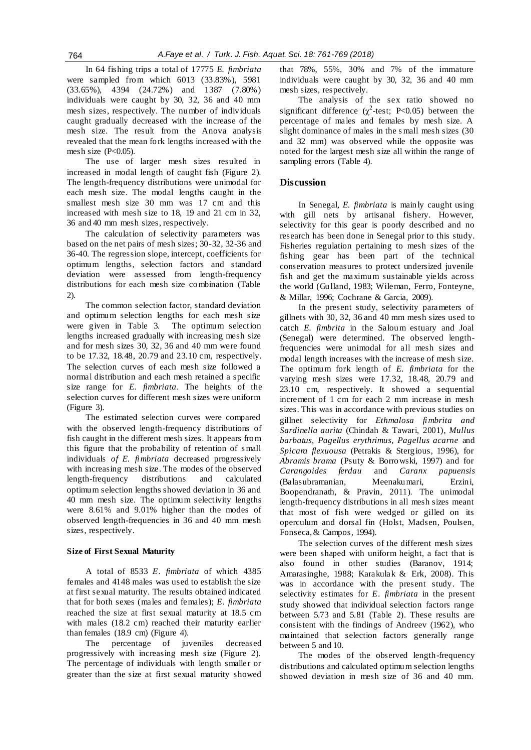In 64 fishing trips a total of 17775 *E. fimbriata* were sampled from which 6013 (33.83%), 5981 (33.65%), 4394 (24.72%) and 1387 (7.80%) individuals were caught by 30, 32, 36 and 40 mm mesh sizes, respectively. The number of individuals caught gradually decreased with the increase of the mesh size. The result from the Anova analysis revealed that the mean fork lengths increased with the mesh size (P<0.05).

The use of larger mesh sizes resulted in increased in modal length of caught fish (Figure 2). The length-frequency distributions were unimodal for each mesh size. The modal lengths caught in the smallest mesh size 30 mm was 17 cm and this increased with mesh size to 18, 19 and 21 cm in 32, 36 and 40 mm mesh sizes, respectively.

The calculation of selectivity parameters was based on the net pairs of mesh sizes; 30-32, 32-36 and 36-40. The regression slope, intercept, coefficients for optimum lengths, selection factors and standard deviation were assessed from length-frequency distributions for each mesh size combination (Table 2).

The common selection factor, standard deviation and optimum selection lengths for each mesh size were given in Table 3. The optimum selection lengths increased gradually with increasing mesh size and for mesh sizes 30, 32, 36 and 40 mm were found to be 17.32, 18.48, 20.79 and 23.10 cm, respectively. The selection curves of each mesh size followed a normal distribution and each mesh retained a specific size range for *E. fimbriata*. The heights of the selection curves for different mesh sizes were uniform (Figure 3).

The estimated selection curves were compared with the observed length-frequency distributions of fish caught in the different mesh sizes. It appears from this figure that the probability of retention of small individuals *of E. fimbriata* decreased progressively with increasing mesh size. The modes of the observed length-frequency distributions and calculated optimum selection lengths showed deviation in 36 and 40 mm mesh size. The optimum selectivity lengths were 8.61% and 9.01% higher than the modes of observed length-frequencies in 36 and 40 mm mesh sizes, respectively.

### Size of First Sexual Maturity

A total of 8533 *E. fimbriata* of which 4385 females and 4148 males was used to establish the size at first sexual maturity. The results obtained indicated that for both sexes (males and females); *E. fimbriata* reached the size at first sexual maturity at 18.5 cm with males (18.2 cm) reached their maturity earlier than females (18.9 cm) (Figure 4).

The percentage of juveniles decreased progressively with increasing mesh size (Figure 2). The percentage of individuals with length smaller or greater than the size at first sexual maturity showed that 78%, 55%, 30% and 7% of the immature individuals were caught by 30, 32, 36 and 40 mm mesh sizes, respectively.

The analysis of the sex ratio showed no significant difference ($\chi^2$-test; P<0.05) between the percentage of males and females by mesh size. A slight dominance of males in the small mesh sizes (30 and 32 mm) was observed while the opposite was noted for the largest mesh size all within the range of sampling errors (Table 4).

## Discussion

In Senegal, *E. fimbriata* is mainly caught using with gill nets by artisanal fishery. However, selectivity for this gear is poorly described and no research has been done in Senegal prior to this study. Fisheries regulation pertaining to mesh sizes of the fishing gear has been part of the technical conservation measures to protect undersized juvenile fish and get the maximum sustainable yields across the world (Gulland, 1983; Wileman, Ferro, Fonteyne, & Millar, 1996; Cochrane & Garcia, 2009).

In the present study, selectivity parameters of gillnets with 30, 32, 36 and 40 mm mesh sizes used to catch *E. fimbrita* in the Saloum estuary and Joal (Senegal) were determined. The observed length-frequencies were unimodal for all mesh sizes and modal length increases with the increase of mesh size. The optimum fork length of *E. fimbriata* for the varying mesh sizes were 17.32, 18.48, 20.79 and 23.10 cm, respectively. It showed a sequential increment of 1 cm for each 2 mm increase in mesh sizes. This was in accordance with previous studies on gillnet selectivity for *Ethmalosa fimbrita and Sardinella aurita* (Chindah & Tawari, 2001), *Mullus barbatus, Pagellus erythrimus, Pagellus acarne* and *Spicara flexuousa* (Petrakis & Stergiou, 1996), for *Abramis brama* (Psuty & Borrowski, 1997) and for *Carangoides ferdau* and *Caranx papuensis* (Balasubramanian, Meenakumari, Erzini, Boopendranath, & Pravin, 2011). The unimodal length-frequency distributions in all mesh sizes meant that most of fish were wedged or gilled on its operculum and dorsal fin (Holst, Madsen, Poulsen, Fonseca, & Campos, 1994).

The selection curves of the different mesh sizes were been shaped with uniform height, a fact that is also found in other studies (Baranov, 1914; Amarasinghe, 1988; Karakulak & Erk, 2008). This was in accordance with the present study. The selectivity estimates for *E. fimbriata* in the present study showed that individual selection factors range between 5.73 and 5.81 (Table 2). These results are consistent with the findings of Andreev (1962), who maintained that selection factors generally range between 5 and 10.

The modes of the observed length-frequency distributions and calculated optimum selection lengths showed deviation in mesh size of 36 and 40 mm.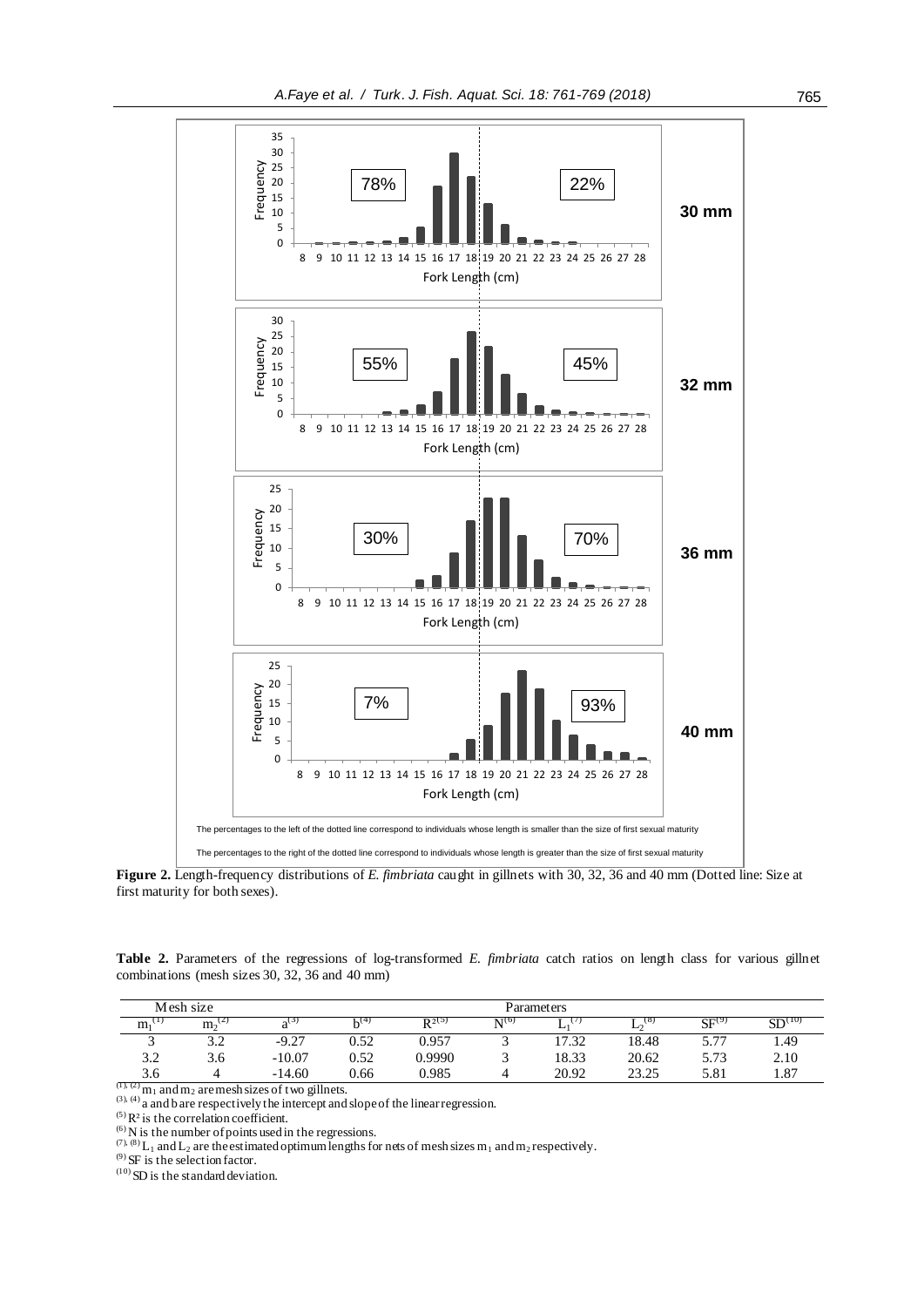**Figure 2.** Length-frequency distributions of *E. fimbriata* caught in gillnets with 30, 32, 36 and 40 mm (Dotted line: Size at first maturity for both sexes).

**Table 2.** Parameters of the regressions of log-transformed *E. fimbriata* catch ratios on length class for various gillnet combinations (mesh sizes 30, 32, 36 and 40 mm)

| Mesh size | | Parameters | | | | | | | |
|---|---|---|---|---|---|---|---|---|---|
| $m_1$ (1) | $m_2$ (2) | a (3) | b (4) | $R^2$ (5) | N (6) | $L_1$ (7) | $L_2$ (8) | SF (9) | SD (10) |
| 3 | 3.2 | -9.27 | 0.52 | 0.957 | 3 | 17.32 | 18.48 | 5.77 | 1.49 |
| 3.2 | 3.6 | -10.07 | 0.52 | 0.9990 | 3 | 18.33 | 20.62 | 5.73 | 2.10 |
| 3.6 | 4 | -14.60 | 0.66 | 0.985 | 4 | 20.92 | 23.25 | 5.81 | 1.87 |

(1), (2) $m_1$ and $m_2$ are mesh sizes of two gillnets.
(3), (4) a and b are respectively the intercept and slope of the linear regression.
(5) $R^2$ is the correlation coefficient.
(6) N is the number of points used in the regressions.
(7), (8) $L_1$ and $L_2$ are the estimated optimum lengths for nets of mesh sizes $m_1$ and $m_2$ respectively.
(9) SF is the selection factor.
(10) SD is the standard deviation.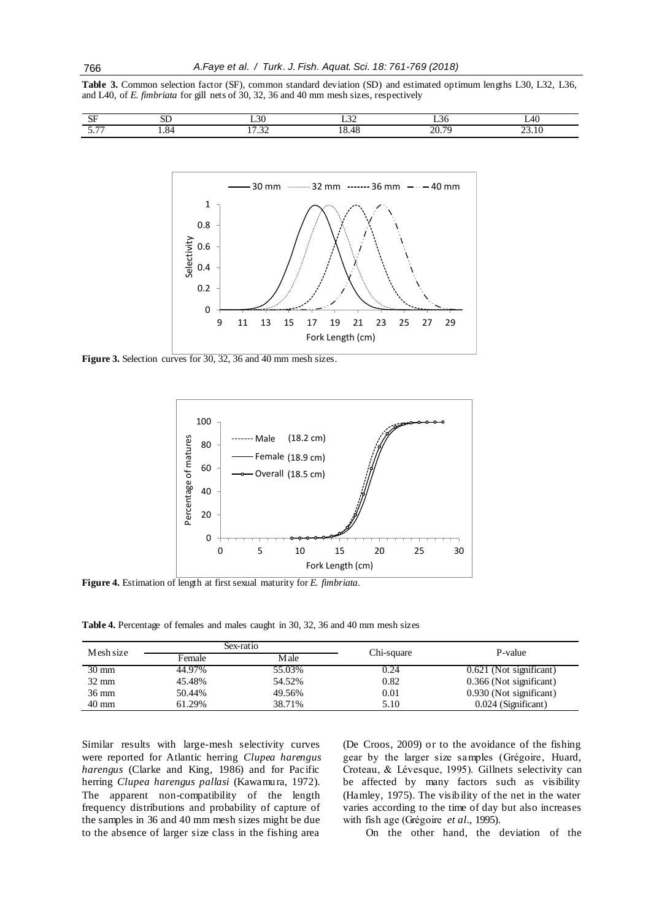**Table 3.** Common selection factor (SF), common standard deviation (SD) and estimated optimum lengths L30, L32, L36, and L40, of *E. fimbriata* for gill nets of 30, 32, 36 and 40 mm mesh sizes, respectively

| SF | SD | L30 | L32 | L36 | L40 |
|---|---|---|---|---|---|
| 5.77 | 1.84 | 17.32 | 18.48 | 20.79 | 23.10 |

**Figure 3.** Selection curves for 30, 32, 36 and 40 mm mesh sizes.

**Figure 4.** Estimation of length at first sexual maturity for *E. fimbriata*.

**Table 4.** Percentage of females and males caught in 30, 32, 36 and 40 mm mesh sizes

| Mesh size | Sex-ratio | | Chi-square | P-value |
|---|---|---|---|---|
| | Female | Male | | |
| 30 mm | 44.97% | 55.03% | 0.24 | 0.621 (Not significant) |
| 32 mm | 45.48% | 54.52% | 0.82 | 0.366 (Not significant) |
| 36 mm | 50.44% | 49.56% | 0.01 | 0.930 (Not significant) |
| 40 mm | 61.29% | 38.71% | 5.10 | 0.024 (Significant) |

Similar results with large-mesh selectivity curves were reported for Atlantic herring *Clupea harengus harengus* (Clarke and King, 1986) and for Pacific herring *Clupea harengus pallasi* (Kawamura, 1972). The apparent non-compatibility of the length frequency distributions and probability of capture of the samples in 36 and 40 mm mesh sizes might be due to the absence of larger size class in the fishing area (De Croos, 2009) or to the avoidance of the fishing gear by the larger size samples (Grégoire, Huard, Croteau, & Lévesque, 1995). Gillnets selectivity can be affected by many factors such as visibility (Hamley, 1975). The visibility of the net in the water varies according to the time of day but also increases with fish age (Grégoire *et al*., 1995).

On the other hand, the deviation of the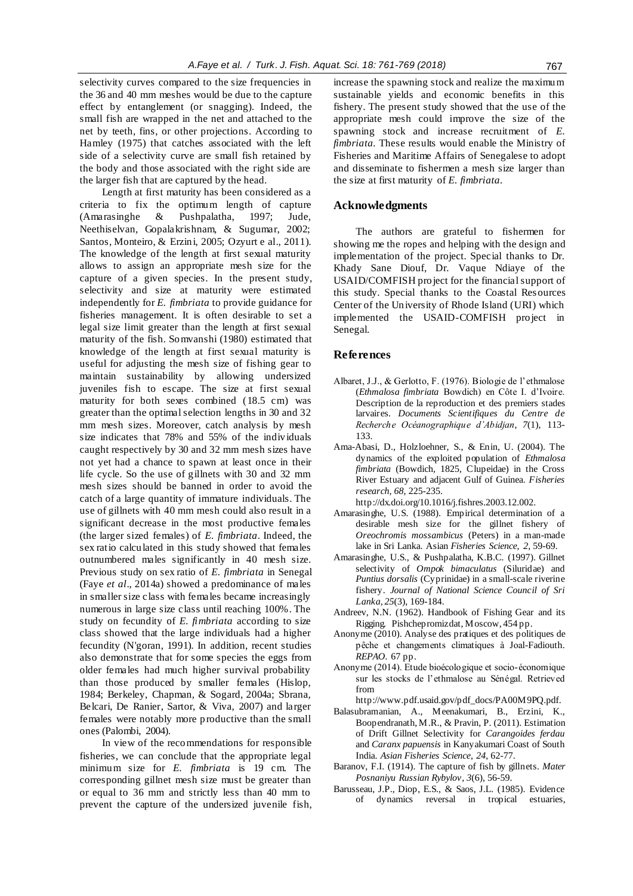selectivity curves compared to the size frequencies in the 36 and 40 mm meshes would be due to the capture effect by entanglement (or snagging). Indeed, the small fish are wrapped in the net and attached to the net by teeth, fins, or other projections. According to Hamley (1975) that catches associated with the left side of a selectivity curve are small fish retained by the body and those associated with the right side are the larger fish that are captured by the head.

Length at first maturity has been considered as a criteria to fix the optimum length of capture (Amarasinghe & Pushpalatha, 1997; Jude, Neethiselvan, Gopalakrishnam, & Sugumar, 2002; Santos, Monteiro, & Erzini, 2005; Ozyurt e al., 2011). The knowledge of the length at first sexual maturity allows to assign an appropriate mesh size for the capture of a given species. In the present study, selectivity and size at maturity were estimated independently for *E. fimbriata* to provide guidance for fisheries management. It is often desirable to set a legal size limit greater than the length at first sexual maturity of the fish. Somvanshi (1980) estimated that knowledge of the length at first sexual maturity is useful for adjusting the mesh size of fishing gear to maintain sustainability by allowing undersized juveniles fish to escape. The size at first sexual maturity for both sexes combined (18.5 cm) was greater than the optimal selection lengths in 30 and 32 mm mesh sizes. Moreover, catch analysis by mesh size indicates that 78% and 55% of the individuals caught respectively by 30 and 32 mm mesh sizes have not yet had a chance to spawn at least once in their life cycle. So the use of gillnets with 30 and 32 mm mesh sizes should be banned in order to avoid the catch of a large quantity of immature individuals. The use of gillnets with 40 mm mesh could also result in a significant decrease in the most productive females (the larger sized females) of *E. fimbriata*. Indeed, the sex ratio calculated in this study showed that females outnumbered males significantly in 40 mesh size. Previous study on sex ratio of *E. fimbriata* in Senegal (Faye *et al*., 2014a) showed a predominance of males in smaller size class with females became increasingly numerous in large size class until reaching 100%. The study on fecundity of *E. fimbriata* according to size class showed that the large individuals had a higher fecundity (N'goran, 1991). In addition, recent studies also demonstrate that for some species the eggs from older females had much higher survival probability than those produced by smaller females (Hislop, 1984; Berkeley, Chapman, & Sogard, 2004a; Sbrana, Belcari, De Ranier, Sartor, & Viva, 2007) and larger females were notably more productive than the small ones (Palombi, 2004).

In view of the recommendations for responsible fisheries, we can conclude that the appropriate legal minimum size for *E. fimbriata* is 19 cm. The corresponding gillnet mesh size must be greater than or equal to 36 mm and strictly less than 40 mm to prevent the capture of the undersized juvenile fish, increase the spawning stock and realize the maximum sustainable yields and economic benefits in this fishery. The present study showed that the use of the appropriate mesh could improve the size of the spawning stock and increase recruitment of *E. fimbriata*. These results would enable the Ministry of Fisheries and Maritime Affairs of Senegalese to adopt and disseminate to fishermen a mesh size larger than the size at first maturity of *E. fimbriata*.

## Acknowledgments

The authors are grateful to fishermen for showing me the ropes and helping with the design and implementation of the project. Special thanks to Dr. Khady Sane Diouf, Dr. Vaque Ndiaye of the USAID/COMFISH project for the financial support of this study. Special thanks to the Coastal Resources Center of the University of Rhode Island (URI) which implemented the USAID-COMFISH project in Senegal.

## References

Albaret, J.J., & Gerlotto, F. (1976). Biologie de l'ethmalose (*Ethmalosa fimbriata* Bowdich) en Côte I. d'Ivoire. Description de la reproduction et des premiers stades larvaires. *Documents Scientifiques du Centre de Recherche Océanographique d'Abidjan*, *7*(1), 113-133.

Ama-Abasi, D., Holzloehner, S., & Enin, U. (2004). The dynamics of the exploited population of *Ethmalosa fimbriata* (Bowdich, 1825, Clupeidae) in the Cross River Estuary and adjacent Gulf of Guinea. *Fisheries research*, *68*, 225-235. http://dx.doi.org/10.1016/j.fishres.2003.12.002.

Amarasinghe, U.S. (1988). Empirical determination of a desirable mesh size for the gillnet fishery of *Oreochromis mossambicus* (Peters) in a man-made lake in Sri Lanka. Asian *Fisheries Science*, *2*, 59-69.

Amarasinghe, U.S., & Pushpalatha, K.B.C. (1997). Gillnet selectivity of *Ompok bimaculatus* (Siluridae) and *Puntius dorsalis* (Cyprinidae) in a small-scale riverine fishery. *Journal of National Science Council of Sri Lanka*, *25*(3), 169-184.

Andreev, N.N. (1962). Handbook of Fishing Gear and its Rigging. Pishchepromizdat, Moscow, 454 pp.

Anonyme (2010). Analyse des pratiques et des politiques de pêche et changements climatiques à Joal-Fadiouth. *REPAO*. 67 pp.

Anonyme (2014). Etude bioécologique et socio-économique sur les stocks de l'ethmalose au Sénégal. Retrieved from http://www.pdf.usaid.gov/pdf_docs/PA00M9PQ.pdf.

Balasubramanian, A., Meenakumari, B., Erzini, K., Boopendranath, M.R., & Pravin, P. (2011). Estimation of Drift Gillnet Selectivity for *Carangoides ferdau* and *Caranx papuensis* in Kanyakumari Coast of South India. *Asian Fisheries Science*, *24*, 62-77.

Baranov, F.I. (1914). The capture of fish by gillnets. *Mater Posnaniyu Russian Rybylov*, *3*(6), 56-59.

Barusseau, J.P., Diop, E.S., & Saos, J.L. (1985). Evidence of dynamics reversal in tropical estuaries,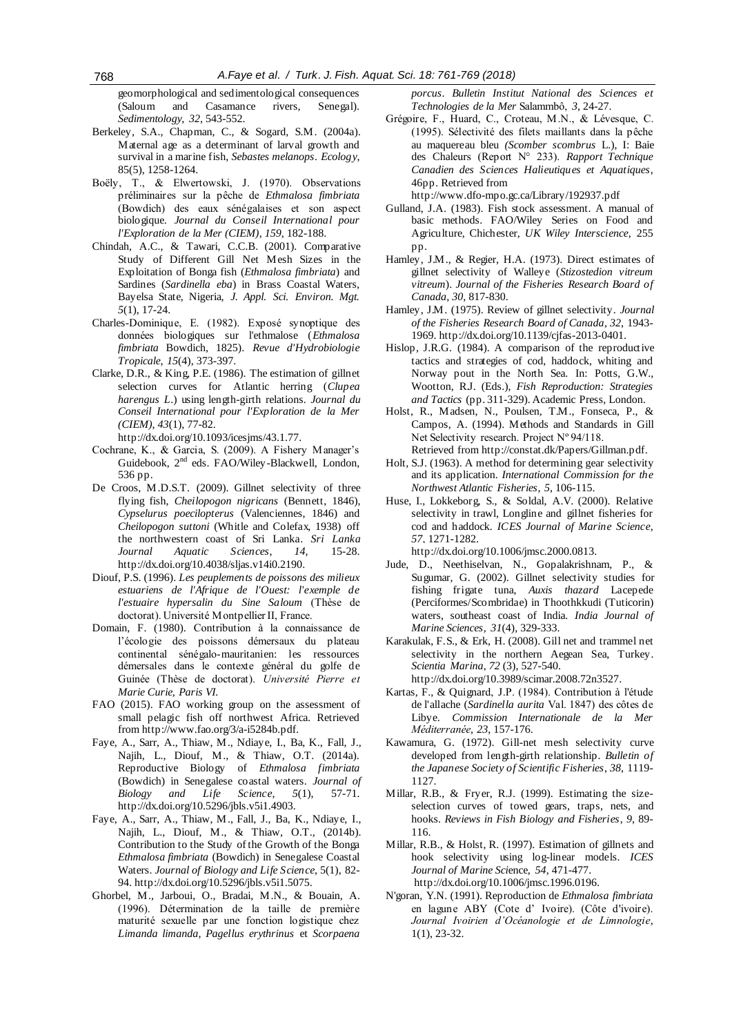geomorphological and sedimentological consequences (Saloum and Casamance rivers, Senegal). *Sedimentology*, *32*, 543-552.

Berkeley, S.A., Chapman, C., & Sogard, S.M. (2004a). Maternal age as a determinant of larval growth and survival in a marine fish, *Sebastes melanops*. *Ecology*, 85(5), 1258-1264.

Boëly, T., & Elwertowski, J. (1970). Observations préliminaires sur la pêche de *Ethmalosa fimbriata* (Bowdich) des eaux sénégalaises et son aspect biologique. *Journal du Conseil International pour l'Exploration de la Mer (CIEM)*, *159*, 182-188.

Chindah, A.C., & Tawari, C.C.B. (2001). Comparative Study of Different Gill Net Mesh Sizes in the Exploitation of Bonga fish (*Ethmalosa fimbriata*) and Sardines (*Sardinella eba*) in Brass Coastal Waters, Bayelsa State, Nigeria, *J. Appl. Sci. Environ. Mgt. 5*(1), 17-24.

Charles-Dominique, E. (1982). Exposé synoptique des données biologiques sur l'ethmalose (*Ethmalosa fimbriata* Bowdich, 1825). *Revue d'Hydrobiologie Tropicale*, *15*(4), 373-397.

Clarke, D.R., & King, P.E. (1986). The estimation of gillnet selection curves for Atlantic herring (*Clupea harengus L*.) using length-girth relations. *Journal du Conseil International pour l'Exploration de la Mer (CIEM)*, *43*(1), 77-82. http://dx.doi.org/10.1093/icesjms/43.1.77.

Cochrane, K., & Garcia, S. (2009). A Fishery Manager's Guidebook, 2nd eds. FAO/Wiley-Blackwell, London, 536 pp.

De Croos, M.D.S.T. (2009). Gillnet selectivity of three flying fish, *Cheilopogon nigricans* (Bennett, 1846), *Cypselurus poecilopterus* (Valenciennes, 1846) and *Cheilopogon suttoni* (Whitle and Colefax, 1938) off the northwestern coast of Sri Lanka. *Sri Lanka Journal Aquatic Sciences*, *14*, 15-28. http://dx.doi.org/10.4038/sljas.v14i0.2190.

Diouf, P.S. (1996). *Les peuplements de poissons des milieux estuariens de l'Afrique de l'Ouest: l'exemple de l'estuaire hypersalin du Sine Saloum* (Thèse de doctorat). Université Montpellier II, France.

Domain, F. (1980). Contribution à la connaissance de l'écologie des poissons démersaux du plateau continental sénégalo-mauritanien: les ressources démersales dans le contexte général du golfe de Guinée (Thèse de doctorat). *Université Pierre et Marie Curie, Paris VI*.

FAO (2015). FAO working group on the assessment of small pelagic fish off northwest Africa. Retrieved from http://www.fao.org/3/a-i5284b.pdf.

Faye, A., Sarr, A., Thiaw, M., Ndiaye, I., Ba, K., Fall, J., Najih, L., Diouf, M., & Thiaw, O.T. (2014a). Reproductive Biology of *Ethmalosa fimbriata* (Bowdich) in Senegalese coastal waters. *Journal of Biology and Life Science*, *5*(1), 57-71. http://dx.doi.org/10.5296/jbls.v5i1.4903.

Faye, A., Sarr, A., Thiaw, M., Fall, J., Ba, K., Ndiaye, I., Najih, L., Diouf, M., & Thiaw, O.T., (2014b). Contribution to the Study of the Growth of the Bonga *Ethmalosa fimbriata* (Bowdich) in Senegalese Coastal Waters. *Journal of Biology and Life Science*, 5(1), 82-94. http://dx.doi.org/10.5296/jbls.v5i1.5075.

Ghorbel, M., Jarboui, O., Bradai, M.N., & Bouain, A. (1996). Détermination de la taille de première maturité sexuelle par une fonction logistique chez *Limanda limanda*, *Pagellus erythrinus* et *Scorpaena porcus*. *Bulletin Institut National des Sciences et Technologies de la Mer* Salammbô, *3*, 24-27.

Grégoire, F., Huard, C., Croteau, M.N., & Lévesque, C. (1995). Sélectivité des filets maillants dans la pêche au maquereau bleu *(Scomber scombrus* L.), I: Baie des Chaleurs (Report N° 233). *Rapport Technique Canadien des Sciences Halieutiques et Aquatiques*, 46pp. Retrieved from http://www.dfo-mpo.gc.ca/Library/192937.pdf

Gulland, J.A. (1983). Fish stock assessment. A manual of basic methods. FAO/Wiley Series on Food and Agriculture, Chichester, *UK Wiley Interscience*, 255 pp.

Hamley, J.M., & Regier, H.A. (1973). Direct estimates of gillnet selectivity of Walleye (*Stizostedion vitreum vitreum*). *Journal of the Fisheries Research Board of Canada*, *30*, 817-830.

Hamley, J.M. (1975). Review of gillnet selectivity. *Journal of the Fisheries Research Board of Canada*, *32*, 1943-1969. http://dx.doi.org/10.1139/cjfas-2013-0401.

Hislop, J.R.G. (1984). A comparison of the reproductive tactics and strategies of cod, haddock, whiting and Norway pout in the North Sea. In: Potts, G.W., Wootton, RJ. (Eds.), *Fish Reproduction: Strategies and Tactics* (pp. 311-329). Academic Press, London.

Holst, R., Madsen, N., Poulsen, T.M., Fonseca, P., & Campos, A. (1994). Methods and Standards in Gill Net Selectivity research. Project Nº 94/118. Retrieved from http://constat.dk/Papers/Gillman.pdf.

Holt, S.J. (1963). A method for determining gear selectivity and its application. *International Commission for the Northwest Atlantic Fisheries*, *5*, 106-115.

Huse, I., Lokkeborg, S., & Soldal, A.V. (2000). Relative selectivity in trawl, Longline and gillnet fisheries for cod and haddock. *ICES Journal of Marine Science*, *57*, 1271-1282. http://dx.doi.org/10.1006/jmsc.2000.0813.

Jude, D., Neethiselvan, N., Gopalakrishnam, P., & Sugumar, G. (2002). Gillnet selectivity studies for fishing frigate tuna, *Auxis thazard* Lacepede (Perciformes/Scombridae) in Thoothkkudi (Tuticorin) waters, southeast coast of India. *India Journal of Marine Sciences*, *31*(4), 329-333.

Karakulak, F.S., & Erk, H. (2008). Gill net and trammel net selectivity in the northern Aegean Sea, Turkey. *Scientia Marina*, *72* (3), 527-540. http://dx.doi.org/10.3989/scimar.2008.72n3527.

Kartas, F., & Quignard, J.P. (1984). Contribution à l'étude de l'allache (*Sardinella aurita* Val. 1847) des côtes de Libye. *Commission Internationale de la Mer Méditerranée*, *23*, 157-176.

Kawamura, G. (1972). Gill-net mesh selectivity curve developed from length-girth relationship. *Bulletin of the Japanese Society of Scientific Fisheries*, *38*, 1119-1127.

Millar, R.B., & Fryer, R.J. (1999). Estimating the size-selection curves of towed gears, traps, nets, and hooks. *Reviews in Fish Biology and Fisheries*, *9*, 89-116.

Millar, R.B., & Holst, R. (1997). Estimation of gillnets and hook selectivity using log-linear models. *ICES Journal of Marine Sc*ience, *54*, 471-477. http://dx.doi.org/10.1006/jmsc.1996.0196.

N'goran, Y.N. (1991). Reproduction de *Ethmalosa fimbriata* en lagune ABY (Cote d' Ivoire). (Côte d'ivoire). *Journal Ivoirien d'Océanologie et de Limnologie*, 1(1), 23-32.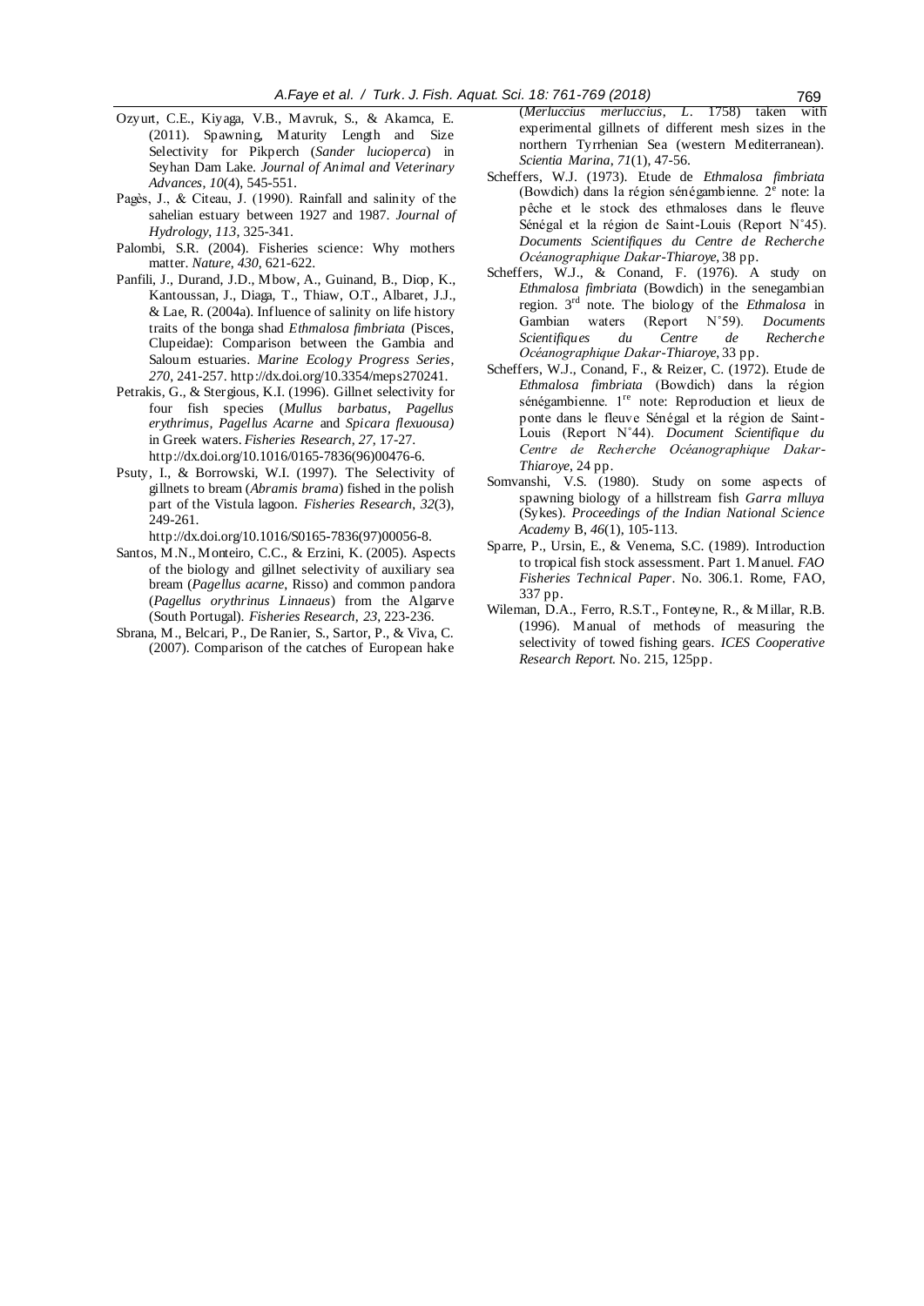Ozyurt, C.E., Kiyaga, V.B., Mavruk, S., & Akamca, E. (2011). Spawning, Maturity Length and Size Selectivity for Pikperch (*Sander lucioperca*) in Seyhan Dam Lake. *Journal of Animal and Veterinary Advances*, *10*(4), 545-551.

Pagès, J., & Citeau, J. (1990). Rainfall and salinity of the sahelian estuary between 1927 and 1987. *Journal of Hydrology*, *113*, 325-341.

Palombi, S.R. (2004). Fisheries science: Why mothers matter. *Nature*, *430*, 621-622.

Panfili, J., Durand, J.D., Mbow, A., Guinand, B., Diop, K., Kantoussan, J., Diaga, T., Thiaw, O.T., Albaret, J.J., & Lae, R. (2004a). Influence of salinity on life history traits of the bonga shad *Ethmalosa fimbriata* (Pisces, Clupeidae): Comparison between the Gambia and Saloum estuaries. *Marine Ecology Progress Series*, *270*, 241-257. http://dx.doi.org/10.3354/meps270241.

Petrakis, G., & Stergious, K.I. (1996). Gillnet selectivity for four fish species (*Mullus barbatus*, *Pagellus erythrimus*, *Pagellus Acarne* and *Spicara flexuousa)* in Greek waters. *Fisheries Research*, *27*, 17-27. http://dx.doi.org/10.1016/0165-7836(96)00476-6.

Psuty, I., & Borrowski, W.I. (1997). The Selectivity of gillnets to bream (*Abramis brama*) fished in the polish part of the Vistula lagoon. *Fisheries Research*, *32*(3), 249-261. http://dx.doi.org/10.1016/S0165-7836(97)00056-8.

Santos, M.N., Monteiro, C.C., & Erzini, K. (2005). Aspects of the biology and gillnet selectivity of auxiliary sea bream (*Pagellus acarne*, Risso) and common pandora (*Pagellus orythrinus Linnaeus*) from the Algarve (South Portugal). *Fisheries Research*, *23*, 223-236.

Sbrana, M., Belcari, P., De Ranier, S., Sartor, P., & Viva, C. (2007). Comparison of the catches of European hake (*Merluccius merluccius*, *L*. 1758) taken with experimental gillnets of different mesh sizes in the northern Tyrrhenian Sea (western Mediterranean). *Scientia Marina*, *71*(1), 47-56.

Scheffers, W.J. (1973). Etude de *Ethmalosa fimbriata* (Bowdich) dans la région sénégambienne. 2[e] note: la pêche et le stock des ethmaloses dans le fleuve Sénégal et la région de Saint-Louis (Report N°45). *Documents Scientifiques du Centre de Recherche Océanographique Dakar-Thiaroye*, 38 pp.

Scheffers, W.J., & Conand, F. (1976). A study on *Ethmalosa fimbriata* (Bowdich) in the senegambian region. 3[rd] note. The biology of the *Ethmalosa* in Gambian waters (Report N°59). *Documents Scientifiques du Centre de Recherche Océanographique Dakar-Thiaroye*, 33 pp.

Scheffers, W.J., Conand, F., & Reizer, C. (1972). Etude de *Ethmalosa fimbriata* (Bowdich) dans la région sénégambienne. 1[re] note: Reproduction et lieux de ponte dans le fleuve Sénégal et la région de Saint-Louis (Report N°44). *Document Scientifique du Centre de Recherche Océanographique Dakar-Thiaroye*, 24 pp.

Somvanshi, V.S. (1980). Study on some aspects of spawning biology of a hillstream fish *Garra mlluya* (Sykes). *Proceedings of the Indian National Science Academy* B, *46*(1), 105-113.

Sparre, P., Ursin, E., & Venema, S.C. (1989). Introduction to tropical fish stock assessment. Part 1. Manuel. *FAO Fisheries Technical Paper*. No. 306.1. Rome, FAO, 337 pp.

Wileman, D.A., Ferro, R.S.T., Fonteyne, R., & Millar, R.B. (1996). Manual of methods of measuring the selectivity of towed fishing gears. *ICES Cooperative Research Report*. No. 215, 125pp.